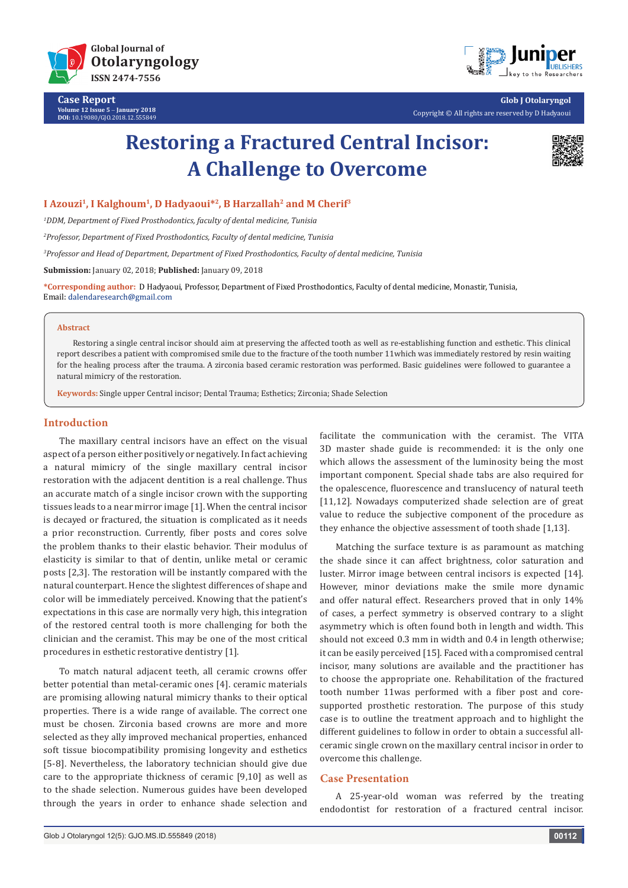Case Report

Volume 12 Issue 5 – January 2018

DOI: 10.19080/GJO.2018.12.555849

Glob J Otolaryngol

Copyright © All rights are reserved by D Hadyaoui

# Restoring a Fractured Central Incisor: A Challenge to Overcome

**I Azouzi[1], I Kalghoum[1], D Hadyaoui*[2], B Harzallah[2] and M Cherif[3]**

[1]*DDM, Department of Fixed Prosthodontics, faculty of dental medicine, Tunisia*

[2]*Professor, Department of Fixed Prosthodontics, Faculty of dental medicine, Tunisia*

[3]*Professor and Head of Department, Department of Fixed Prosthodontics, Faculty of dental medicine, Tunisia*

**Submission:** January 02, 2018; **Published:** January 09, 2018

***Corresponding author:** D Hadyaoui, Professor, Department of Fixed Prosthodontics, Faculty of dental medicine, Monastir, Tunisia, Email: dalendaresearch@gmail.com

## Abstract

Restoring a single central incisor should aim at preserving the affected tooth as well as re-establishing function and esthetic. This clinical report describes a patient with compromised smile due to the fracture of the tooth number 11which was immediately restored by resin waiting for the healing process after the trauma. A zirconia based ceramic restoration was performed. Basic guidelines were followed to guarantee a natural mimicry of the restoration.

**Keywords:** Single upper Central incisor; Dental Trauma; Esthetics; Zirconia; Shade Selection

## Introduction

The maxillary central incisors have an effect on the visual aspect of a person either positively or negatively. In fact achieving a natural mimicry of the single maxillary central incisor restoration with the adjacent dentition is a real challenge. Thus an accurate match of a single incisor crown with the supporting tissues leads to a near mirror image [1]. When the central incisor is decayed or fractured, the situation is complicated as it needs a prior reconstruction. Currently, fiber posts and cores solve the problem thanks to their elastic behavior. Their modulus of elasticity is similar to that of dentin, unlike metal or ceramic posts [2,3]. The restoration will be instantly compared with the natural counterpart. Hence the slightest differences of shape and color will be immediately perceived. Knowing that the patient's expectations in this case are normally very high, this integration of the restored central tooth is more challenging for both the clinician and the ceramist. This may be one of the most critical procedures in esthetic restorative dentistry [1].

To match natural adjacent teeth, all ceramic crowns offer better potential than metal-ceramic ones [4]. ceramic materials are promising allowing natural mimicry thanks to their optical properties. There is a wide range of available. The correct one must be chosen. Zirconia based crowns are more and more selected as they ally improved mechanical properties, enhanced soft tissue biocompatibility promising longevity and esthetics [5-8]. Nevertheless, the laboratory technician should give due care to the appropriate thickness of ceramic [9,10] as well as to the shade selection. Numerous guides have been developed through the years in order to enhance shade selection and facilitate the communication with the ceramist. The VITA 3D master shade guide is recommended: it is the only one which allows the assessment of the luminosity being the most important component. Special shade tabs are also required for the opalescence, fluorescence and translucency of natural teeth [11,12]. Nowadays computerized shade selection are of great value to reduce the subjective component of the procedure as they enhance the objective assessment of tooth shade [1,13].

Matching the surface texture is as paramount as matching the shade since it can affect brightness, color saturation and luster. Mirror image between central incisors is expected [14]. However, minor deviations make the smile more dynamic and offer natural effect. Researchers proved that in only 14% of cases, a perfect symmetry is observed contrary to a slight asymmetry which is often found both in length and width. This should not exceed 0.3 mm in width and 0.4 in length otherwise; it can be easily perceived [15]. Faced with a compromised central incisor, many solutions are available and the practitioner has to choose the appropriate one. Rehabilitation of the fractured tooth number 11was performed with a fiber post and core-supported prosthetic restoration. The purpose of this study case is to outline the treatment approach and to highlight the different guidelines to follow in order to obtain a successful all-ceramic single crown on the maxillary central incisor in order to overcome this challenge.

## Case Presentation

A 25-year-old woman was referred by the treating endodontist for restoration of a fractured central incisor.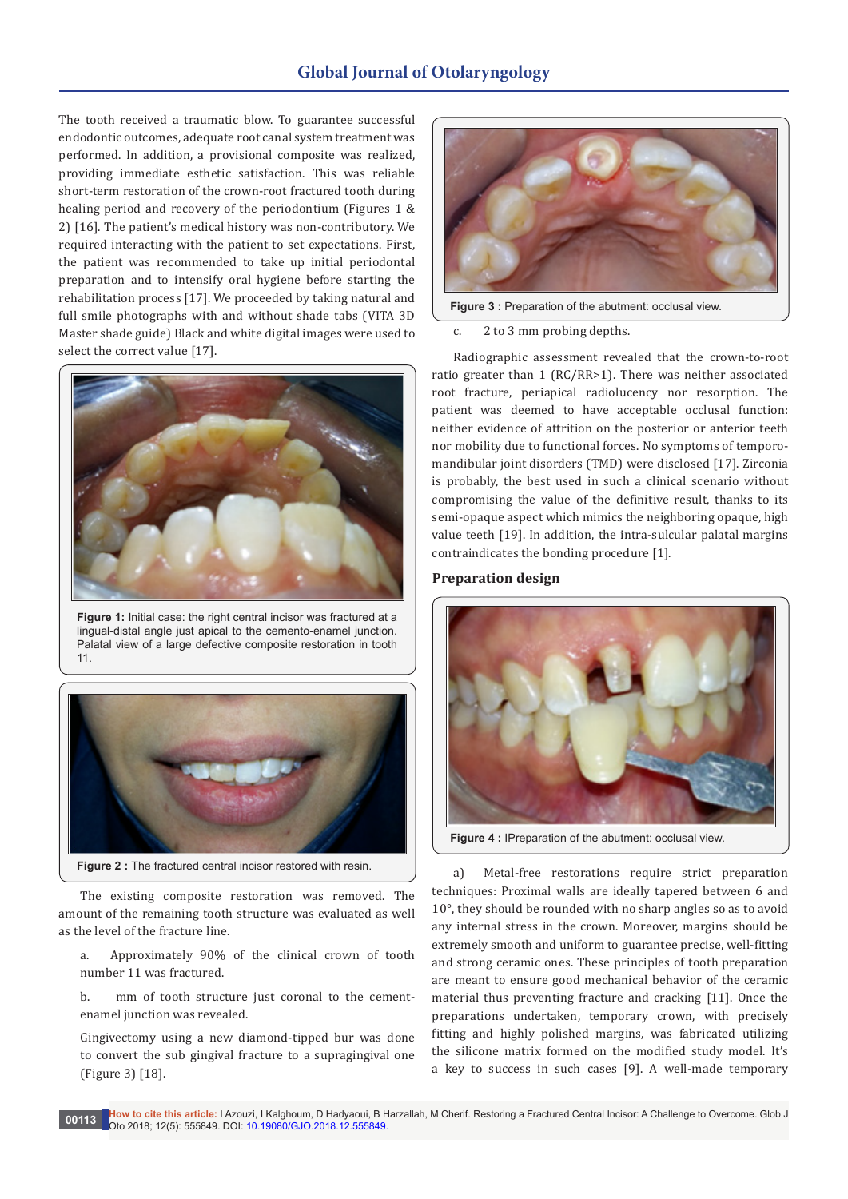The tooth received a traumatic blow. To guarantee successful endodontic outcomes, adequate root canal system treatment was performed. In addition, a provisional composite was realized, providing immediate esthetic satisfaction. This was reliable short-term restoration of the crown-root fractured tooth during healing period and recovery of the periodontium (Figures 1 & 2) [16]. The patient's medical history was non-contributory. We required interacting with the patient to set expectations. First, the patient was recommended to take up initial periodontal preparation and to intensify oral hygiene before starting the rehabilitation process [17]. We proceeded by taking natural and full smile photographs with and without shade tabs (VITA 3D Master shade guide) Black and white digital images were used to select the correct value [17].

**Figure 1:** Initial case: the right central incisor was fractured at a lingual-distal angle just apical to the cemento-enamel junction. Palatal view of a large defective composite restoration in tooth 11.

**Figure 2 :** The fractured central incisor restored with resin.

The existing composite restoration was removed. The amount of the remaining tooth structure was evaluated as well as the level of the fracture line.

a. Approximately 90% of the clinical crown of tooth number 11 was fractured.

b. mm of tooth structure just coronal to the cement-enamel junction was revealed.

Gingivectomy using a new diamond-tipped bur was done to convert the sub gingival fracture to a supragingival one (Figure 3) [18].

**Figure 3 :** Preparation of the abutment: occlusal view.

c. 2 to 3 mm probing depths.

Radiographic assessment revealed that the crown-to-root ratio greater than 1 (RC/RR>1). There was neither associated root fracture, periapical radiolucency nor resorption. The patient was deemed to have acceptable occlusal function: neither evidence of attrition on the posterior or anterior teeth nor mobility due to functional forces. No symptoms of temporo-mandibular joint disorders (TMD) were disclosed [17]. Zirconia is probably, the best used in such a clinical scenario without compromising the value of the definitive result, thanks to its semi-opaque aspect which mimics the neighboring opaque, high value teeth [19]. In addition, the intra-sulcular palatal margins contraindicates the bonding procedure [1].

## Preparation design

**Figure 4 :** IPreparation of the abutment: occlusal view.

a) Metal-free restorations require strict preparation techniques: Proximal walls are ideally tapered between 6 and 10°, they should be rounded with no sharp angles so as to avoid any internal stress in the crown. Moreover, margins should be extremely smooth and uniform to guarantee precise, well-fitting and strong ceramic ones. These principles of tooth preparation are meant to ensure good mechanical behavior of the ceramic material thus preventing fracture and cracking [11]. Once the preparations undertaken, temporary crown, with precisely fitting and highly polished margins, was fabricated utilizing the silicone matrix formed on the modified study model. It's a key to success in such cases [9]. A well-made temporary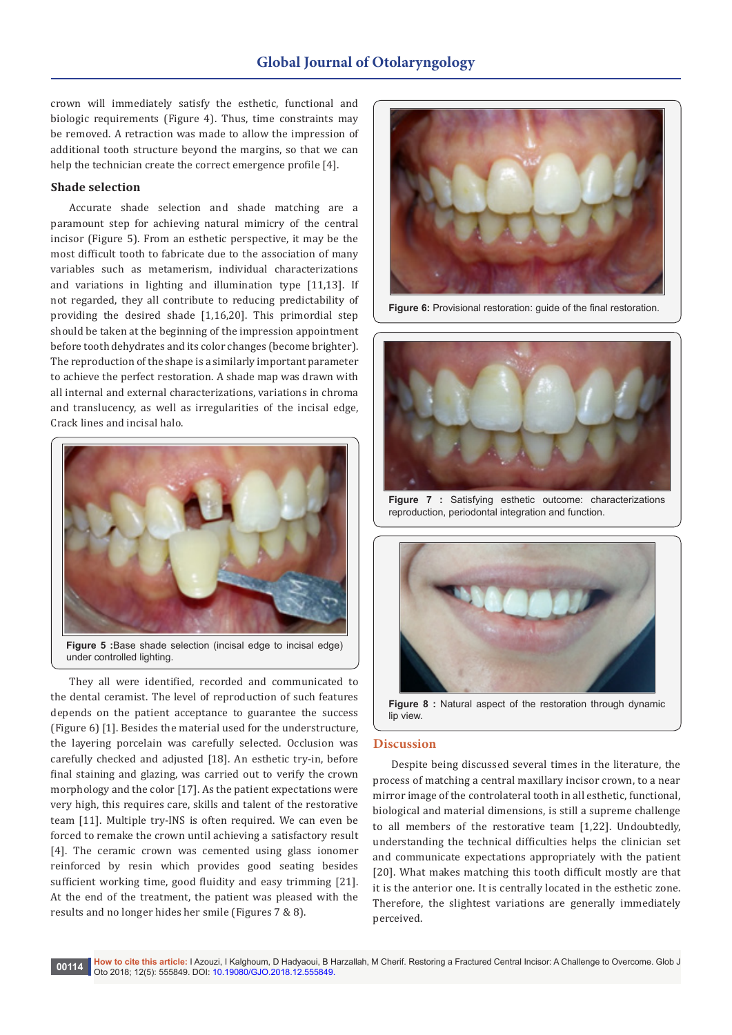crown will immediately satisfy the esthetic, functional and biologic requirements (Figure 4). Thus, time constraints may be removed. A retraction was made to allow the impression of additional tooth structure beyond the margins, so that we can help the technician create the correct emergence profile [4].

### Shade selection

Accurate shade selection and shade matching are a paramount step for achieving natural mimicry of the central incisor (Figure 5). From an esthetic perspective, it may be the most difficult tooth to fabricate due to the association of many variables such as metamerism, individual characterizations and variations in lighting and illumination type [11,13]. If not regarded, they all contribute to reducing predictability of providing the desired shade [1,16,20]. This primordial step should be taken at the beginning of the impression appointment before tooth dehydrates and its color changes (become brighter). The reproduction of the shape is a similarly important parameter to achieve the perfect restoration. A shade map was drawn with all internal and external characterizations, variations in chroma and translucency, as well as irregularities of the incisal edge, Crack lines and incisal halo.

**Figure 5 :**Base shade selection (incisal edge to incisal edge) under controlled lighting.

They all were identified, recorded and communicated to the dental ceramist. The level of reproduction of such features depends on the patient acceptance to guarantee the success (Figure 6) [1]. Besides the material used for the understructure, the layering porcelain was carefully selected. Occlusion was carefully checked and adjusted [18]. An esthetic try-in, before final staining and glazing, was carried out to verify the crown morphology and the color [17]. As the patient expectations were very high, this requires care, skills and talent of the restorative team [11]. Multiple try-INS is often required. We can even be forced to remake the crown until achieving a satisfactory result [4]. The ceramic crown was cemented using glass ionomer reinforced by resin which provides good seating besides sufficient working time, good fluidity and easy trimming [21]. At the end of the treatment, the patient was pleased with the results and no longer hides her smile (Figures 7 & 8).

**Figure 6:** Provisional restoration: guide of the final restoration.

**Figure 7 :** Satisfying esthetic outcome: characterizations reproduction, periodontal integration and function.

**Figure 8 :** Natural aspect of the restoration through dynamic lip view.

## Discussion

Despite being discussed several times in the literature, the process of matching a central maxillary incisor crown, to a near mirror image of the controlateral tooth in all esthetic, functional, biological and material dimensions, is still a supreme challenge to all members of the restorative team [1,22]. Undoubtedly, understanding the technical difficulties helps the clinician set and communicate expectations appropriately with the patient [20]. What makes matching this tooth difficult mostly are that it is the anterior one. It is centrally located in the esthetic zone. Therefore, the slightest variations are generally immediately perceived.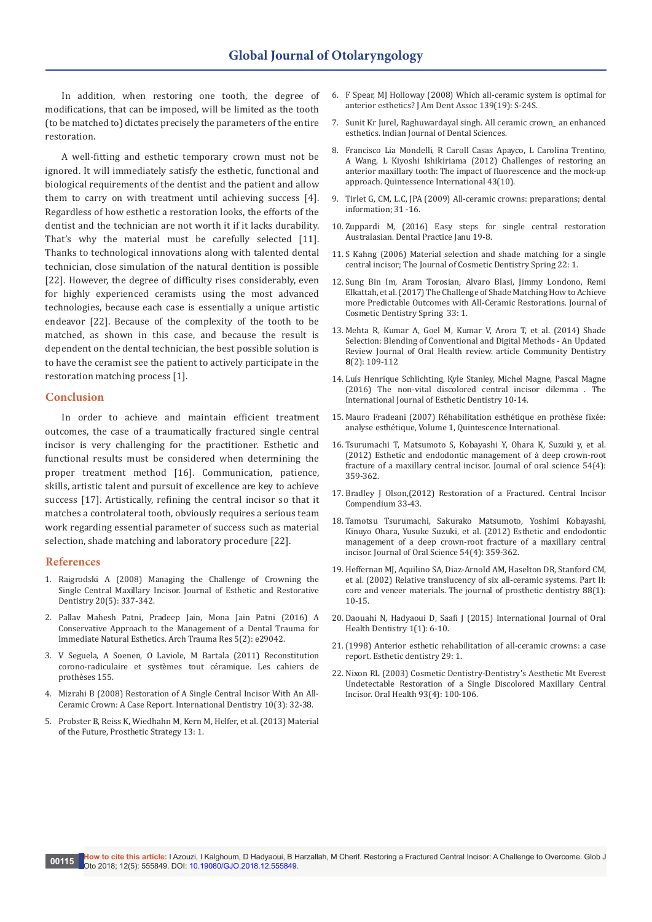In addition, when restoring one tooth, the degree of modifications, that can be imposed, will be limited as the tooth (to be matched to) dictates precisely the parameters of the entire restoration.

A well-fitting and esthetic temporary crown must not be ignored. It will immediately satisfy the esthetic, functional and biological requirements of the dentist and the patient and allow them to carry on with treatment until achieving success [4]. Regardless of how esthetic a restoration looks, the efforts of the dentist and the technician are not worth it if it lacks durability. That's why the material must be carefully selected [11]. Thanks to technological innovations along with talented dental technician, close simulation of the natural dentition is possible [22]. However, the degree of difficulty rises considerably, even for highly experienced ceramists using the most advanced technologies, because each case is essentially a unique artistic endeavor [22]. Because of the complexity of the tooth to be matched, as shown in this case, and because the result is dependent on the dental technician, the best possible solution is to have the ceramist see the patient to actively participate in the restoration matching process [1].

## Conclusion

In order to achieve and maintain efficient treatment outcomes, the case of a traumatically fractured single central incisor is very challenging for the practitioner. Esthetic and functional results must be considered when determining the proper treatment method [16]. Communication, patience, skills, artistic talent and pursuit of excellence are key to achieve success [17]. Artistically, refining the central incisor so that it matches a controlateral tooth, obviously requires a serious team work regarding essential parameter of success such as material selection, shade matching and laboratory procedure [22].

## References

1. Raigrodski A (2008) Managing the Challenge of Crowning the Single Central Maxillary Incisor. Journal of Esthetic and Restorative Dentistry 20(5): 337-342.
2. Pallav Mahesh Patni, Pradeep Jain, Mona Jain Patni (2016) A Conservative Approach to the Management of a Dental Trauma for Immediate Natural Esthetics. Arch Trauma Res 5(2): e29042.
3. V Seguela, A Soenen, O Laviole, M Bartala (2011) Reconstitution corono-radiculaire et systèmes tout céramique. Les cahiers de prothèses 155.
4. Mizrahi B (2008) Restoration of A Single Central Incisor With An All-Ceramic Crown: A Case Report. International Dentistry 10(3): 32-38.
5. Probster B, Reiss K, Wiedhahn M, Kern M, Helfer, et al. (2013) Material of the Future, Prosthetic Strategy 13: 1.
6. F Spear, MJ Holloway (2008) Which all-ceramic system is optimal for anterior esthetics? J Am Dent Assoc 139(19): S-24S.
7. Sunit Kr Jurel, Raghuwardayal singh. All ceramic crown_ an enhanced esthetics. Indian Journal of Dental Sciences.
8. Francisco Lia Mondelli, R Caroll Casas Apayco, L Carolina Trentino, A Wang, L Kiyoshi Ishikiriama (2012) Challenges of restoring an anterior maxillary tooth: The impact of fluorescence and the mock-up approach. Quintessence International 43(10).
9. Tirlet G, CM, L.C, JPA (2009) All-ceramic crowns: preparations; dental information; 31 -16.
10. Zuppardi M, (2016) Easy steps for single central restoration Australasian. Dental Practice Janu 19-8.
11. S Kahng (2006) Material selection and shade matching for a single central incisor; The Journal of Cosmetic Dentistry Spring 22: 1.
12. Sung Bin Im, Aram Torosian, Alvaro Blasi, Jimmy Londono, Remi Elkattah, et al. (2017) The Challenge of Shade Matching How to Achieve more Predictable Outcomes with All-Ceramic Restorations. Journal of Cosmetic Dentistry Spring 33: 1.
13. Mehta R, Kumar A, Goel M, Kumar V, Arora T, et al. (2014) Shade Selection: Blending of Conventional and Digital Methods - An Updated Review Journal of Oral Health review. article Community Dentistry **8**(2): 109-112
14. Luís Henrique Schlichting, Kyle Stanley, Michel Magne, Pascal Magne (2016) The non-vital discolored central incisor dilemma . The International Journal of Esthetic Dentistry 10-14.
15. Mauro Fradeani (2007) Réhabilitation esthétique en prothèse fixée: analyse esthétique, Volume 1, Quintescence International.
16. Tsurumachi T, Matsumoto S, Kobayashi Y, Ohara K, Suzuki y, et al. (2012) Esthetic and endodontic management of à deep crown-root fracture of a maxillary central incisor. Journal of oral science 54(4): 359-362.
17. Bradley J Olson,(2012) Restoration of a Fractured. Central Incisor Compendium 33-43.
18. Tamotsu Tsurumachi, Sakurako Matsumoto, Yoshimi Kobayashi, Kinuyo Ohara, Yusuke Suzuki, et al. (2012) Esthetic and endodontic management of a deep crown-root fracture of a maxillary central incisor. Journal of Oral Science 54(4): 359-362.
19. Heffernan MJ, Aquilino SA, Diaz-Arnold AM, Haselton DR, Stanford CM, et al. (2002) Relative translucency of six all-ceramic systems. Part II: core and veneer materials. The journal of prosthetic dentistry 88(1): 10-15.
20. Daouahi N, Hadyaoui D, Saafi J (2015) International Journal of Oral Health Dentistry 1(1): 6-10.
21. (1998) Anterior esthetic rehabilitation of all-ceramic crowns: a case report. Esthetic dentistry 29: 1.
22. Nixon RL (2003) Cosmetic Dentistry-Dentistry's Aesthetic Mt Everest Undetectable Restoration of a Single Discolored Maxillary Central Incisor. Oral Health 93(4): 100-106.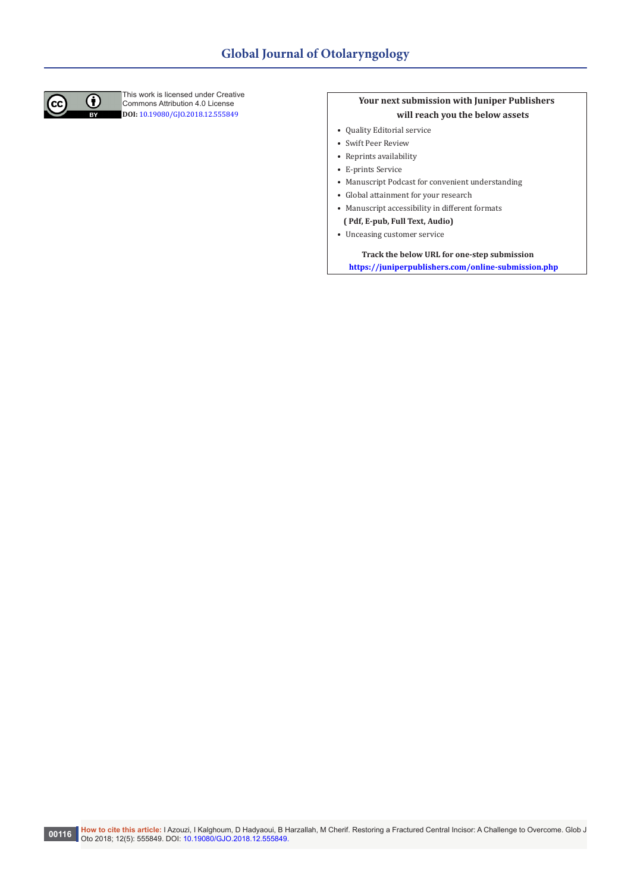This work is licensed under Creative Commons Attribution 4.0 License
**DOI:** 10.19080/GJO.2018.12.555849

**Your next submission with Juniper Publishers will reach you the below assets**

- Quality Editorial service
- Swift Peer Review
- Reprints availability
- E-prints Service
- Manuscript Podcast for convenient understanding
- Global attainment for your research
- Manuscript accessibility in different formats
  **( Pdf, E-pub, Full Text, Audio)**
- Unceasing customer service

**Track the below URL for one-step submission**
**https://juniperpublishers.com/online-submission.php**